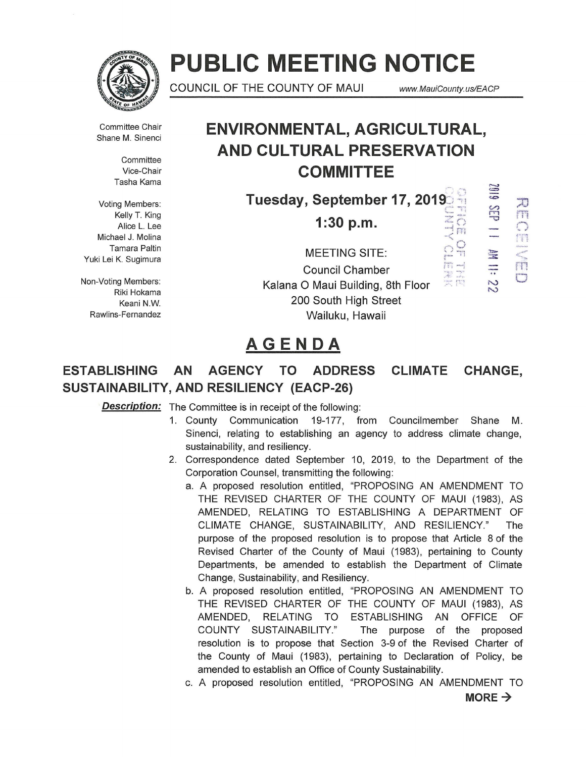# PUBLIC MEETING NOTICE

COUNCIL OF THE COUNTY OF MAUI www.MauiCounty.us/EACP

Committee Chair
Shane M. Sinenci

Committee Vice-Chair
Tasha Kama

Voting Members:
Kelly T. King
Alice L. Lee
Michael J. Molina
Tamara Paltin
Yuki Lei K. Sugimura

Non-Voting Members:
Riki Hokama
Keani N.W. Rawlins-Fernandez

## ENVIRONMENTAL, AGRICULTURAL, AND CULTURAL PRESERVATION COMMITTEE

**Tuesday, September 17, 2019**

**1:30 p.m.**

MEETING SITE:
Council Chamber
Kalana O Maui Building, 8th Floor
200 South High Street
Wailuku, Hawaii

OFFICE OF THE COUNTY CLERK
2019 SEP 11 AM 11:22
RECEIVED

## AGENDA

### ESTABLISHING AN AGENCY TO ADDRESS CLIMATE CHANGE, SUSTAINABILITY, AND RESILIENCY (EACP-26)

***Description:*** The Committee is in receipt of the following:

1. County Communication 19-177, from Councilmember Shane M. Sinenci, relating to establishing an agency to address climate change, sustainability, and resiliency.
2. Correspondence dated September 10, 2019, to the Department of the Corporation Counsel, transmitting the following:
   a. A proposed resolution entitled, "PROPOSING AN AMENDMENT TO THE REVISED CHARTER OF THE COUNTY OF MAUI (1983), AS AMENDED, RELATING TO ESTABLISHING A DEPARTMENT OF CLIMATE CHANGE, SUSTAINABILITY, AND RESILIENCY." The purpose of the proposed resolution is to propose that Article 8 of the Revised Charter of the County of Maui (1983), pertaining to County Departments, be amended to establish the Department of Climate Change, Sustainability, and Resiliency.
   b. A proposed resolution entitled, "PROPOSING AN AMENDMENT TO THE REVISED CHARTER OF THE COUNTY OF MAUI (1983), AS AMENDED, RELATING TO ESTABLISHING AN OFFICE OF COUNTY SUSTAINABILITY." The purpose of the proposed resolution is to propose that Section 3-9 of the Revised Charter of the County of Maui (1983), pertaining to Declaration of Policy, be amended to establish an Office of County Sustainability.
   c. A proposed resolution entitled, "PROPOSING AN AMENDMENT TO

**MORE →**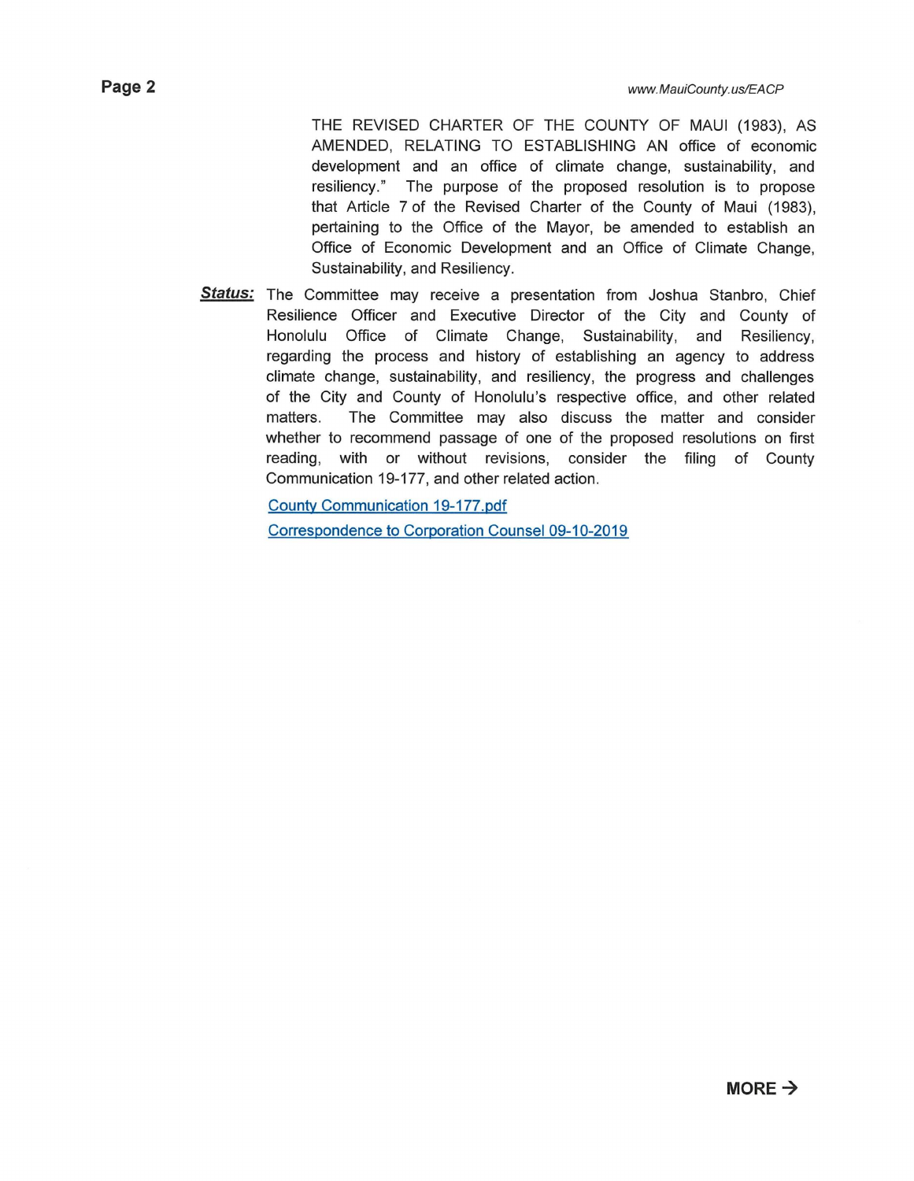THE REVISED CHARTER OF THE COUNTY OF MAUI (1983), AS AMENDED, RELATING TO ESTABLISHING AN office of economic development and an office of climate change, sustainability, and resiliency." The purpose of the proposed resolution is to propose that Article 7 of the Revised Charter of the County of Maui (1983), pertaining to the Office of the Mayor, be amended to establish an Office of Economic Development and an Office of Climate Change, Sustainability, and Resiliency.

***Status:*** The Committee may receive a presentation from Joshua Stanbro, Chief Resilience Officer and Executive Director of the City and County of Honolulu Office of Climate Change, Sustainability, and Resiliency, regarding the process and history of establishing an agency to address climate change, sustainability, and resiliency, the progress and challenges of the City and County of Honolulu's respective office, and other related matters. The Committee may also discuss the matter and consider whether to recommend passage of one of the proposed resolutions on first reading, with or without revisions, consider the filing of County Communication 19-177, and other related action.

County Communication 19-177.pdf

Correspondence to Corporation Counsel 09-10-2019

**MORE →**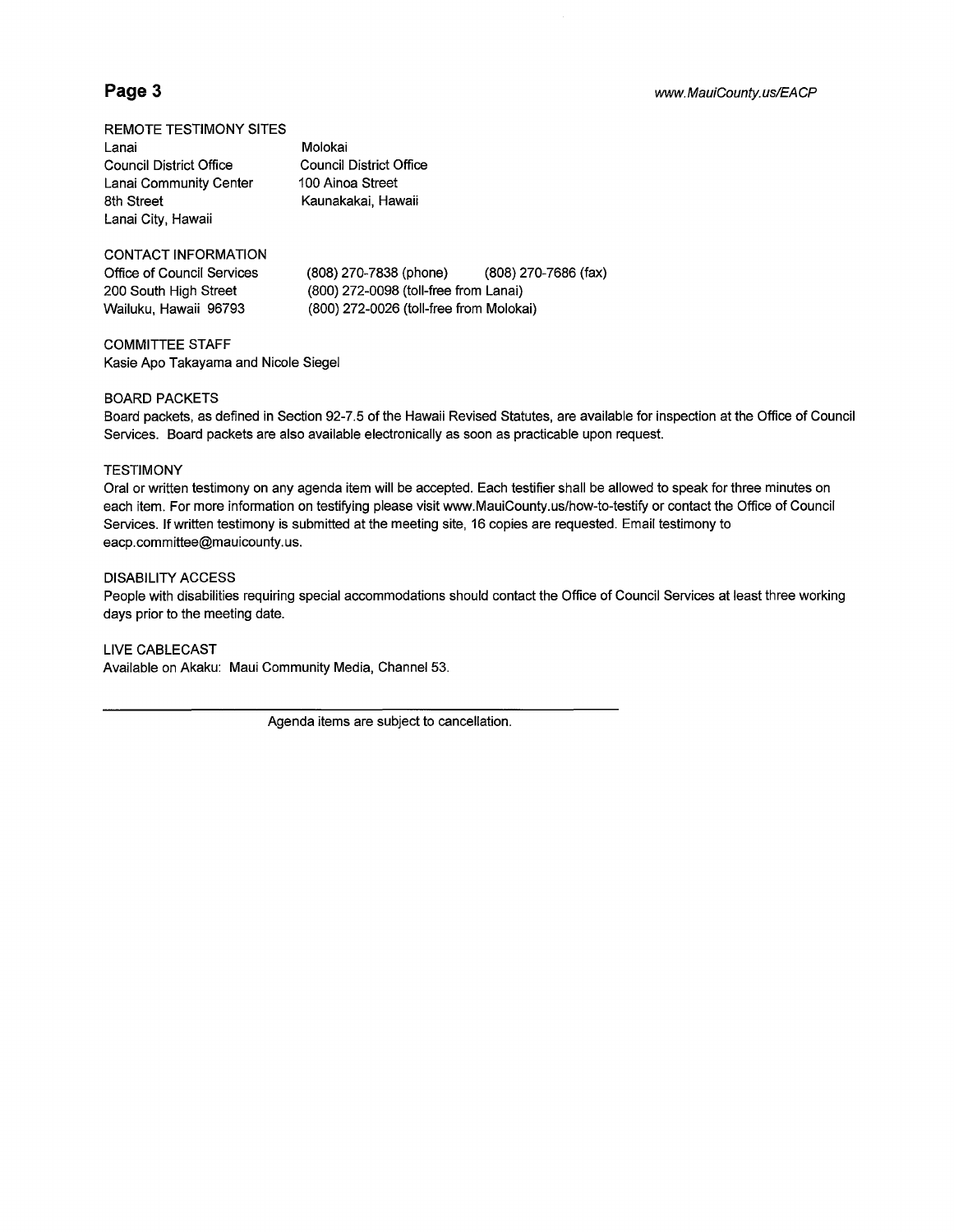REMOTE TESTIMONY SITES

| Lanai | Molokai |
|---|---|
| Council District Office | Council District Office |
| Lanai Community Center | 100 Ainoa Street |
| 8th Street | Kaunakakai, Hawaii |
| Lanai City, Hawaii | |

CONTACT INFORMATION

| | | |
|---|---|---|
| Office of Council Services | (808) 270-7838 (phone) | (808) 270-7686 (fax) |
| 200 South High Street | (800) 272-0098 (toll-free from Lanai) | |
| Wailuku, Hawaii 96793 | (800) 272-0026 (toll-free from Molokai) | |

COMMITTEE STAFF

Kasie Apo Takayama and Nicole Siegel

BOARD PACKETS

Board packets, as defined in Section 92-7.5 of the Hawaii Revised Statutes, are available for inspection at the Office of Council Services. Board packets are also available electronically as soon as practicable upon request.

TESTIMONY

Oral or written testimony on any agenda item will be accepted. Each testifier shall be allowed to speak for three minutes on each item. For more information on testifying please visit www.MauiCounty.us/how-to-testify or contact the Office of Council Services. If written testimony is submitted at the meeting site, 16 copies are requested. Email testimony to eacp.committee@mauicounty.us.

DISABILITY ACCESS

People with disabilities requiring special accommodations should contact the Office of Council Services at least three working days prior to the meeting date.

LIVE CABLECAST

Available on Akaku: Maui Community Media, Channel 53.

---

Agenda items are subject to cancellation.